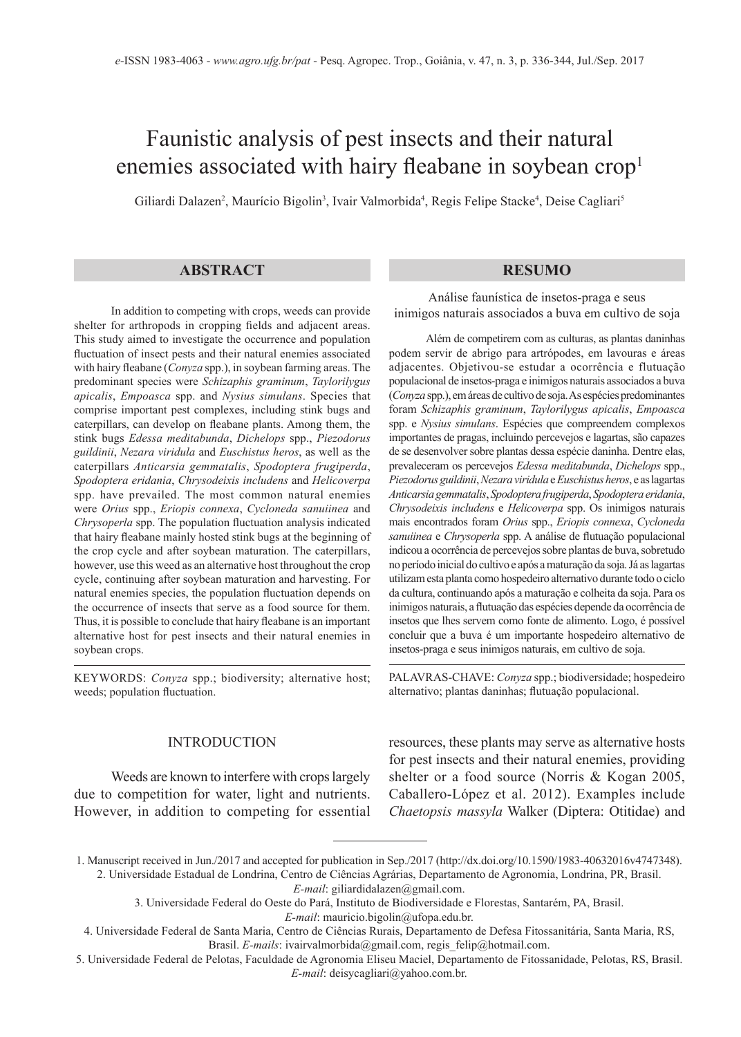# Faunistic analysis of pest insects and their natural enemies associated with hairy fleabane in soybean crop[1]

Giliardi Dalazen[2], Maurício Bigolin[3], Ivair Valmorbida[4], Regis Felipe Stacke[4], Deise Cagliari[5]

## ABSTRACT

In addition to competing with crops, weeds can provide shelter for arthropods in cropping fields and adjacent areas. This study aimed to investigate the occurrence and population fluctuation of insect pests and their natural enemies associated with hairy fleabane (*Conyza* spp.), in soybean farming areas. The predominant species were *Schizaphis graminum*, *Taylorilygus apicalis*, *Empoasca* spp. and *Nysius simulans*. Species that comprise important pest complexes, including stink bugs and caterpillars, can develop on fleabane plants. Among them, the stink bugs *Edessa meditabunda*, *Dichelops* spp., *Piezodorus guildinii*, *Nezara viridula* and *Euschistus heros*, as well as the caterpillars *Anticarsia gemmatalis*, *Spodoptera frugiperda*, *Spodoptera eridania*, *Chrysodeixis includens* and *Helicoverpa* spp. have prevailed. The most common natural enemies were *Orius* spp., *Eriopis connexa*, *Cycloneda sanuinea* and *Chrysoperla* spp. The population fluctuation analysis indicated that hairy fleabane mainly hosted stink bugs at the beginning of the crop cycle and after soybean maturation. The caterpillars, however, use this weed as an alternative host throughout the crop cycle, continuing after soybean maturation and harvesting. For natural enemies species, the population fluctuation depends on the occurrence of insects that serve as a food source for them. Thus, it is possible to conclude that hairy fleabane is an important alternative host for pest insects and their natural enemies in soybean crops.

KEYWORDS: *Conyza* spp.; biodiversity; alternative host; weeds; population fluctuation.

## RESUMO

Análise faunística de insetos-praga e seus inimigos naturais associados a buva em cultivo de soja

Além de competirem com as culturas, as plantas daninhas podem servir de abrigo para artrópodes, em lavouras e áreas adjacentes. Objetivou-se estudar a ocorrência e flutuação populacional de insetos-praga e inimigos naturais associados a buva (*Conyza* spp.), em áreas de cultivo de soja. As espécies predominantes foram *Schizaphis graminum*, *Taylorilygus apicalis*, *Empoasca* spp. e *Nysius simulans*. Espécies que compreendem complexos importantes de pragas, incluindo percevejos e lagartas, são capazes de se desenvolver sobre plantas dessa espécie daninha. Dentre elas, prevaleceram os percevejos *Edessa meditabunda*, *Dichelops* spp., *Piezodorus guildinii*, *Nezara viridula* e *Euschistus heros*, e as lagartas *Anticarsia gemmatalis*, *Spodoptera frugiperda*, *Spodoptera eridania*, *Chrysodeixis includens* e *Helicoverpa* spp. Os inimigos naturais mais encontrados foram *Orius* spp., *Eriopis connexa*, *Cycloneda sanuinea* e *Chrysoperla* spp. A análise de flutuação populacional indicou a ocorrência de percevejos sobre plantas de buva, sobretudo no período inicial do cultivo e após a maturação da soja. Já as lagartas utilizam esta planta como hospedeiro alternativo durante todo o ciclo da cultura, continuando após a maturação e colheita da soja. Para os inimigos naturais, a flutuação das espécies depende da ocorrência de insetos que lhes servem como fonte de alimento. Logo, é possível concluir que a buva é um importante hospedeiro alternativo de insetos-praga e seus inimigos naturais, em cultivo de soja.

PALAVRAS-CHAVE: *Conyza* spp.; biodiversidade; hospedeiro alternativo; plantas daninhas; flutuação populacional.

## INTRODUCTION

Weeds are known to interfere with crops largely due to competition for water, light and nutrients. However, in addition to competing for essential resources, these plants may serve as alternative hosts for pest insects and their natural enemies, providing shelter or a food source (Norris & Kogan 2005, Caballero-López et al. 2012). Examples include *Chaetopsis massyla* Walker (Diptera: Otitidae) and

---

1. Manuscript received in Jun./2017 and accepted for publication in Sep./2017 (http://dx.doi.org/10.1590/1983-40632016v4747348).
2. Universidade Estadual de Londrina, Centro de Ciências Agrárias, Departamento de Agronomia, Londrina, PR, Brasil. *E-mail*: giliardidalazen@gmail.com.
3. Universidade Federal do Oeste do Pará, Instituto de Biodiversidade e Florestas, Santarém, PA, Brasil. *E-mail*: mauricio.bigolin@ufopa.edu.br.
4. Universidade Federal de Santa Maria, Centro de Ciências Rurais, Departamento de Defesa Fitossanitária, Santa Maria, RS, Brasil. *E-mails*: ivairvalmorbida@gmail.com, regis_felip@hotmail.com.
5. Universidade Federal de Pelotas, Faculdade de Agronomia Eliseu Maciel, Departamento de Fitossanidade, Pelotas, RS, Brasil. *E-mail*: deisycagliari@yahoo.com.br.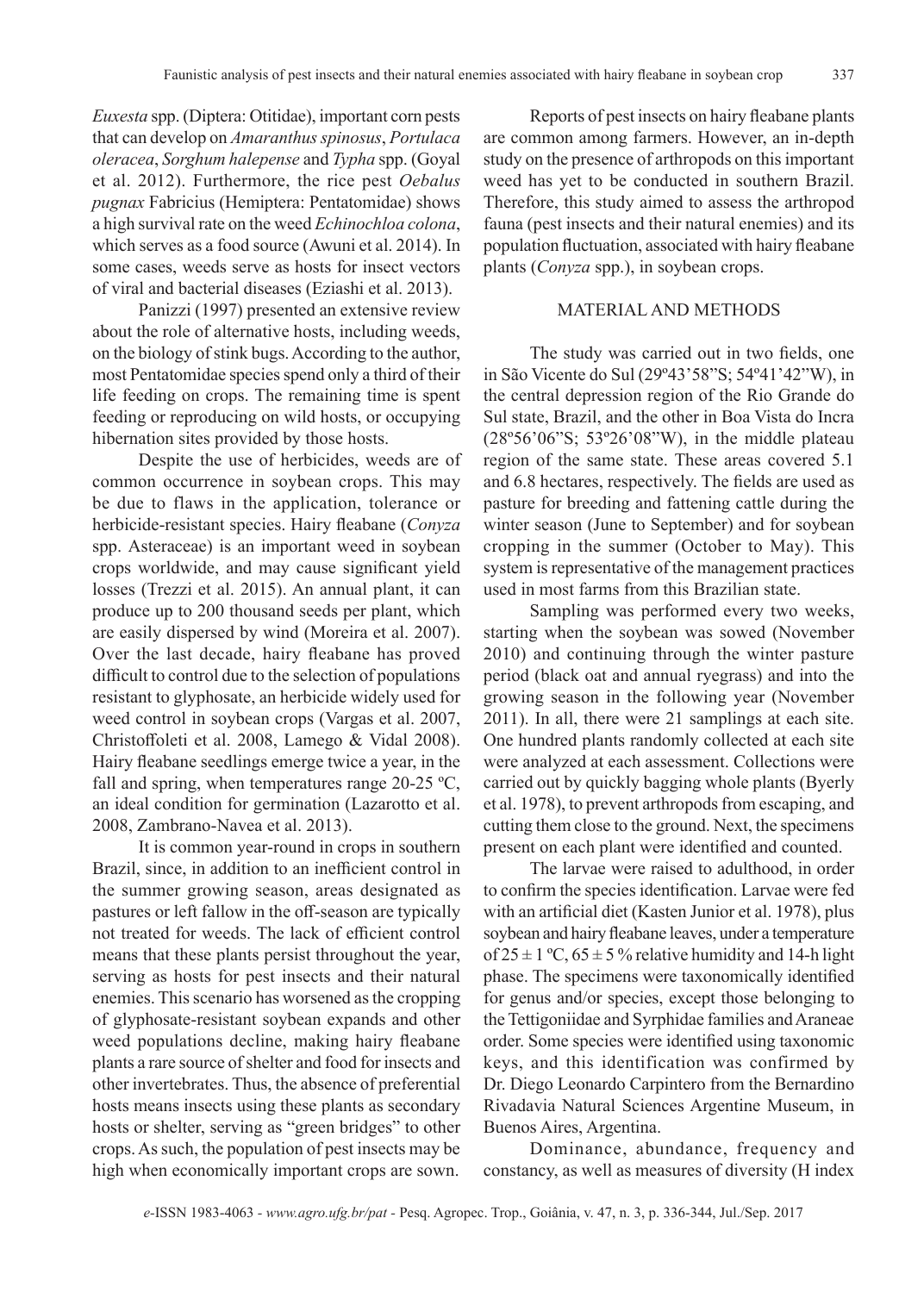*Euxesta* spp. (Diptera: Otitidae), important corn pests that can develop on *Amaranthus spinosus*, *Portulaca oleracea*, *Sorghum halepense* and *Typha* spp. (Goyal et al. 2012). Furthermore, the rice pest *Oebalus pugnax* Fabricius (Hemiptera: Pentatomidae) shows a high survival rate on the weed *Echinochloa colona*, which serves as a food source (Awuni et al. 2014). In some cases, weeds serve as hosts for insect vectors of viral and bacterial diseases (Eziashi et al. 2013).

Panizzi (1997) presented an extensive review about the role of alternative hosts, including weeds, on the biology of stink bugs. According to the author, most Pentatomidae species spend only a third of their life feeding on crops. The remaining time is spent feeding or reproducing on wild hosts, or occupying hibernation sites provided by those hosts.

Despite the use of herbicides, weeds are of common occurrence in soybean crops. This may be due to flaws in the application, tolerance or herbicide-resistant species. Hairy fleabane (*Conyza* spp. Asteraceae) is an important weed in soybean crops worldwide, and may cause significant yield losses (Trezzi et al. 2015). An annual plant, it can produce up to 200 thousand seeds per plant, which are easily dispersed by wind (Moreira et al. 2007). Over the last decade, hairy fleabane has proved difficult to control due to the selection of populations resistant to glyphosate, an herbicide widely used for weed control in soybean crops (Vargas et al. 2007, Christoffoleti et al. 2008, Lamego & Vidal 2008). Hairy fleabane seedlings emerge twice a year, in the fall and spring, when temperatures range 20-25 ºC, an ideal condition for germination (Lazarotto et al. 2008, Zambrano-Navea et al. 2013).

It is common year-round in crops in southern Brazil, since, in addition to an inefficient control in the summer growing season, areas designated as pastures or left fallow in the off-season are typically not treated for weeds. The lack of efficient control means that these plants persist throughout the year, serving as hosts for pest insects and their natural enemies. This scenario has worsened as the cropping of glyphosate-resistant soybean expands and other weed populations decline, making hairy fleabane plants a rare source of shelter and food for insects and other invertebrates. Thus, the absence of preferential hosts means insects using these plants as secondary hosts or shelter, serving as "green bridges" to other crops. As such, the population of pest insects may be high when economically important crops are sown.

Reports of pest insects on hairy fleabane plants are common among farmers. However, an in-depth study on the presence of arthropods on this important weed has yet to be conducted in southern Brazil. Therefore, this study aimed to assess the arthropod fauna (pest insects and their natural enemies) and its population fluctuation, associated with hairy fleabane plants (*Conyza* spp.), in soybean crops.

## MATERIAL AND METHODS

The study was carried out in two fields, one in São Vicente do Sul (29º43'58"S; 54º41'42"W), in the central depression region of the Rio Grande do Sul state, Brazil, and the other in Boa Vista do Incra (28º56'06"S; 53º26'08"W), in the middle plateau region of the same state. These areas covered 5.1 and 6.8 hectares, respectively. The fields are used as pasture for breeding and fattening cattle during the winter season (June to September) and for soybean cropping in the summer (October to May). This system is representative of the management practices used in most farms from this Brazilian state.

Sampling was performed every two weeks, starting when the soybean was sowed (November 2010) and continuing through the winter pasture period (black oat and annual ryegrass) and into the growing season in the following year (November 2011). In all, there were 21 samplings at each site. One hundred plants randomly collected at each site were analyzed at each assessment. Collections were carried out by quickly bagging whole plants (Byerly et al. 1978), to prevent arthropods from escaping, and cutting them close to the ground. Next, the specimens present on each plant were identified and counted.

The larvae were raised to adulthood, in order to confirm the species identification. Larvae were fed with an artificial diet (Kasten Junior et al. 1978), plus soybean and hairy fleabane leaves, under a temperature of $25 \pm 1$ ºC, $65 \pm 5$ % relative humidity and 14-h light phase. The specimens were taxonomically identified for genus and/or species, except those belonging to the Tettigoniidae and Syrphidae families and Araneae order. Some species were identified using taxonomic keys, and this identification was confirmed by Dr. Diego Leonardo Carpintero from the Bernardino Rivadavia Natural Sciences Argentine Museum, in Buenos Aires, Argentina.

Dominance, abundance, frequency and constancy, as well as measures of diversity (H index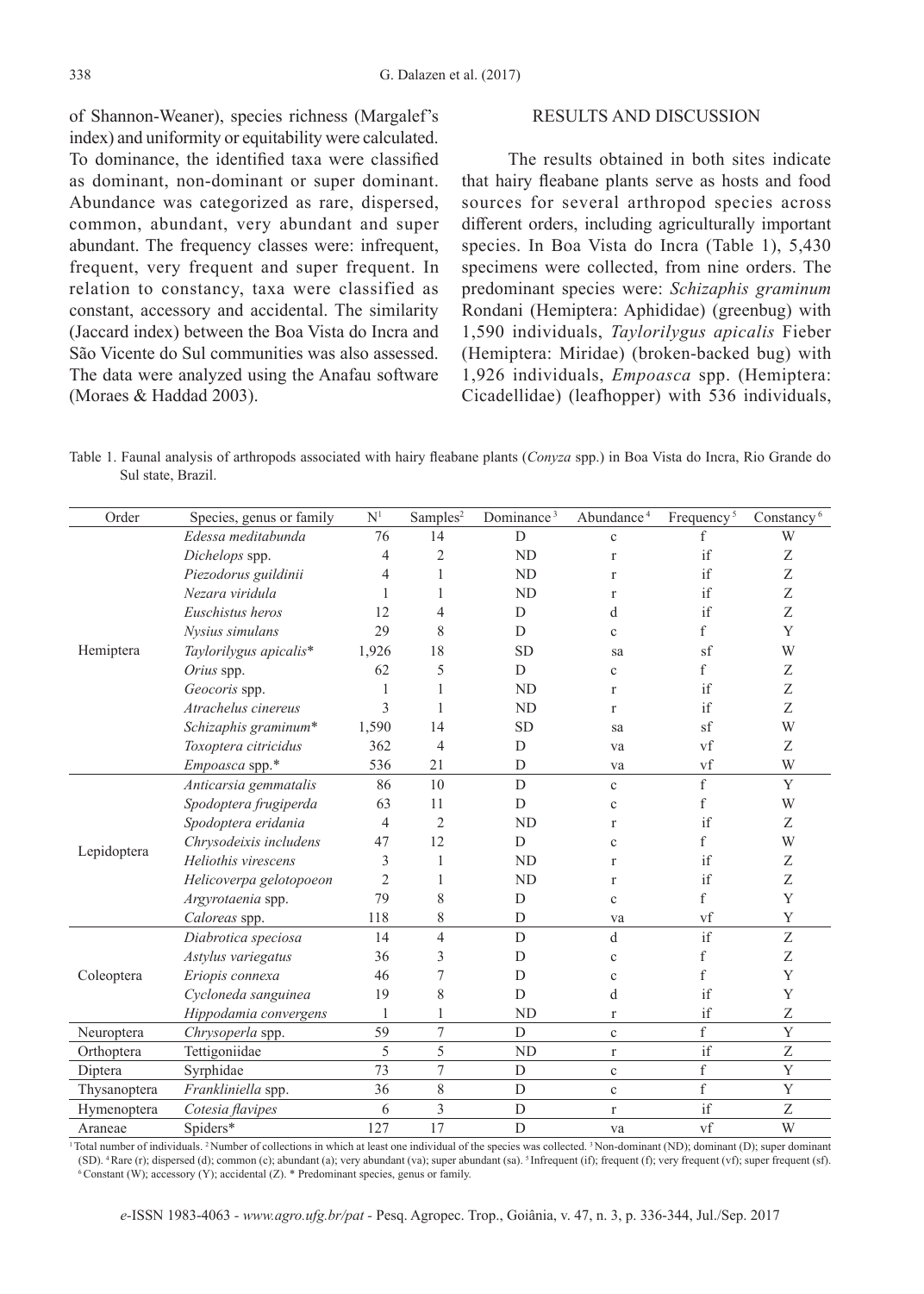of Shannon-Weaner), species richness (Margalef's index) and uniformity or equitability were calculated. To dominance, the identified taxa were classified as dominant, non-dominant or super dominant. Abundance was categorized as rare, dispersed, common, abundant, very abundant and super abundant. The frequency classes were: infrequent, frequent, very frequent and super frequent. In relation to constancy, taxa were classified as constant, accessory and accidental. The similarity (Jaccard index) between the Boa Vista do Incra and São Vicente do Sul communities was also assessed. The data were analyzed using the Anafau software (Moraes & Haddad 2003).

## RESULTS AND DISCUSSION

The results obtained in both sites indicate that hairy fleabane plants serve as hosts and food sources for several arthropod species across different orders, including agriculturally important species. In Boa Vista do Incra (Table 1), 5,430 specimens were collected, from nine orders. The predominant species were: *Schizaphis graminum* Rondani (Hemiptera: Aphididae) (greenbug) with 1,590 individuals, *Taylorilygus apicalis* Fieber (Hemiptera: Miridae) (broken-backed bug) with 1,926 individuals, *Empoasca* spp. (Hemiptera: Cicadellidae) (leafhopper) with 536 individuals,

Table 1. Faunal analysis of arthropods associated with hairy fleabane plants (*Conyza* spp.) in Boa Vista do Incra, Rio Grande do Sul state, Brazil.

| Order | Species, genus or family | N[1] | Samples[2] | Dominance[3] | Abundance[4] | Frequency[5] | Constancy[6] |
|---|---|---|---|---|---|---|---|
| Hemiptera | *Edessa meditabunda* | 76 | 14 | D | c | f | W |
| | *Dichelops* spp. | 4 | 2 | ND | r | if | Z |
| | *Piezodorus guildinii* | 4 | 1 | ND | r | if | Z |
| | *Nezara viridula* | 1 | 1 | ND | r | if | Z |
| | *Euschistus heros* | 12 | 4 | D | d | if | Z |
| | *Nysius simulans* | 29 | 8 | D | c | f | Y |
| | *Taylorilygus apicalis*\* | 1,926 | 18 | SD | sa | sf | W |
| | *Orius* spp. | 62 | 5 | D | c | f | Z |
| | *Geocoris* spp. | 1 | 1 | ND | r | if | Z |
| | *Atrachelus cinereus* | 3 | 1 | ND | r | if | Z |
| | *Schizaphis graminum*\* | 1,590 | 14 | SD | sa | sf | W |
| | *Toxoptera citricidus* | 362 | 4 | D | va | vf | Z |
| | *Empoasca* spp.\* | 536 | 21 | D | va | vf | W |
| Lepidoptera | *Anticarsia gemmatalis* | 86 | 10 | D | c | f | Y |
| | *Spodoptera frugiperda* | 63 | 11 | D | c | f | W |
| | *Spodoptera eridania* | 4 | 2 | ND | r | if | Z |
| | *Chrysodeixis includens* | 47 | 12 | D | c | f | W |
| | *Heliothis virescens* | 3 | 1 | ND | r | if | Z |
| | *Helicoverpa gelotopoeon* | 2 | 1 | ND | r | if | Z |
| | *Argyrotaenia* spp. | 79 | 8 | D | c | f | Y |
| | *Caloreas* spp. | 118 | 8 | D | va | vf | Y |
| Coleoptera | *Diabrotica speciosa* | 14 | 4 | D | d | if | Z |
| | *Astylus variegatus* | 36 | 3 | D | c | f | Z |
| | *Eriopis connexa* | 46 | 7 | D | c | f | Y |
| | *Cycloneda sanguinea* | 19 | 8 | D | d | if | Y |
| | *Hippodamia convergens* | 1 | 1 | ND | r | if | Z |
| Neuroptera | *Chrysoperla* spp. | 59 | 7 | D | c | f | Y |
| Orthoptera | Tettigoniidae | 5 | 5 | ND | r | if | Z |
| Diptera | Syrphidae | 73 | 7 | D | c | f | Y |
| Thysanoptera | *Frankliniella* spp. | 36 | 8 | D | c | f | Y |
| Hymenoptera | *Cotesia flavipes* | 6 | 3 | D | r | if | Z |
| Araneae | Spiders\* | 127 | 17 | D | va | vf | W |

[1] Total number of individuals. [2] Number of collections in which at least one individual of the species was collected. [3] Non-dominant (ND); dominant (D); super dominant (SD). [4] Rare (r); dispersed (d); common (c); abundant (a); very abundant (va); super abundant (sa). [5] Infrequent (if); frequent (f); very frequent (vf); super frequent (sf). [6] Constant (W); accessory (Y); accidental (Z). \* Predominant species, genus or family.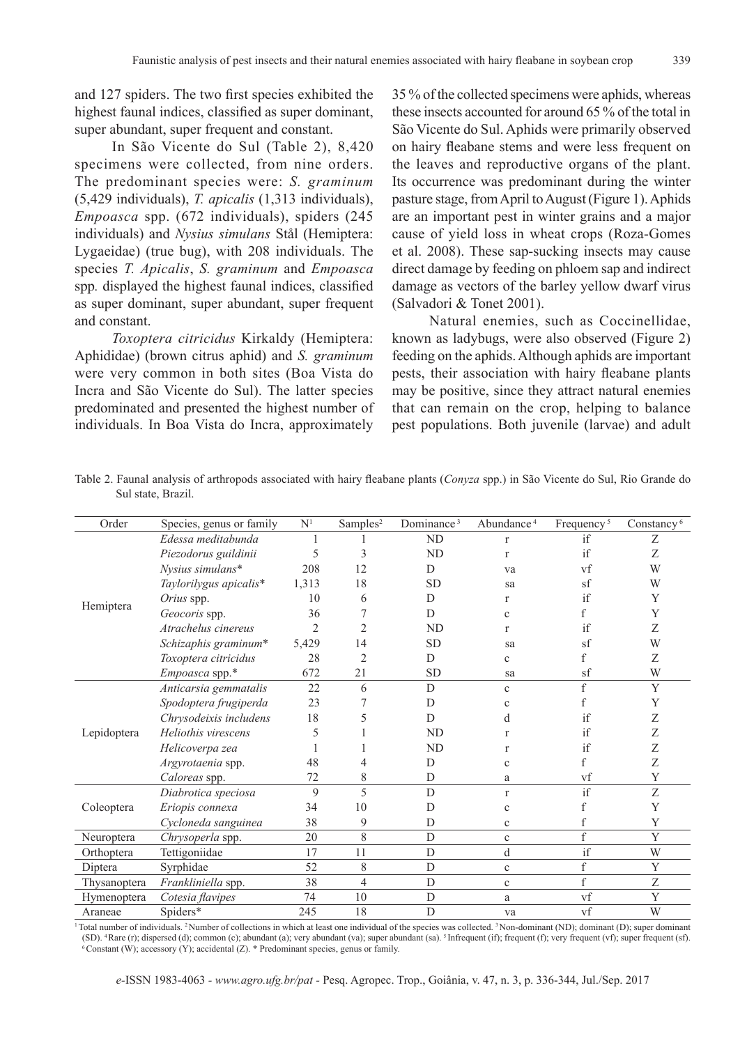and 127 spiders. The two first species exhibited the highest faunal indices, classified as super dominant, super abundant, super frequent and constant.

In São Vicente do Sul (Table 2), 8,420 specimens were collected, from nine orders. The predominant species were: *S. graminum* (5,429 individuals), *T. apicalis* (1,313 individuals), *Empoasca* spp. (672 individuals), spiders (245 individuals) and *Nysius simulans* Stål (Hemiptera: Lygaeidae) (true bug), with 208 individuals. The species *T. Apicalis*, *S. graminum* and *Empoasca* spp. displayed the highest faunal indices, classified as super dominant, super abundant, super frequent and constant.

*Toxoptera citricidus* Kirkaldy (Hemiptera: Aphididae) (brown citrus aphid) and *S. graminum* were very common in both sites (Boa Vista do Incra and São Vicente do Sul). The latter species predominated and presented the highest number of individuals. In Boa Vista do Incra, approximately 35 % of the collected specimens were aphids, whereas these insects accounted for around 65 % of the total in São Vicente do Sul. Aphids were primarily observed on hairy fleabane stems and were less frequent on the leaves and reproductive organs of the plant. Its occurrence was predominant during the winter pasture stage, from April to August (Figure 1). Aphids are an important pest in winter grains and a major cause of yield loss in wheat crops (Roza-Gomes et al. 2008). These sap-sucking insects may cause direct damage by feeding on phloem sap and indirect damage as vectors of the barley yellow dwarf virus (Salvadori & Tonet 2001).

Natural enemies, such as Coccinellidae, known as ladybugs, were also observed (Figure 2) feeding on the aphids. Although aphids are important pests, their association with hairy fleabane plants may be positive, since they attract natural enemies that can remain on the crop, helping to balance pest populations. Both juvenile (larvae) and adult

Table 2. Faunal analysis of arthropods associated with hairy fleabane plants (*Conyza* spp.) in São Vicente do Sul, Rio Grande do Sul state, Brazil.

| Order | Species, genus or family | N[1] | Samples[2] | Dominance[3] | Abundance[4] | Frequency[5] | Constancy[6] |
|---|---|---|---|---|---|---|---|
| Hemiptera | *Edessa meditabunda* | 1 | 1 | ND | r | if | Z |
| | *Piezodorus guildinii* | 5 | 3 | ND | r | if | Z |
| | *Nysius simulans** | 208 | 12 | D | va | vf | W |
| | *Taylorilygus apicalis** | 1,313 | 18 | SD | sa | sf | W |
| | *Orius* spp. | 10 | 6 | D | r | if | Y |
| | *Geocoris* spp. | 36 | 7 | D | c | f | Y |
| | *Atrachelus cinereus* | 2 | 2 | ND | r | if | Z |
| | *Schizaphis graminum** | 5,429 | 14 | SD | sa | sf | W |
| | *Toxoptera citricidus* | 28 | 2 | D | c | f | Z |
| | *Empoasca* spp.* | 672 | 21 | SD | sa | sf | W |
| Lepidoptera | *Anticarsia gemmatalis* | 22 | 6 | D | c | f | Y |
| | *Spodoptera frugiperda* | 23 | 7 | D | c | f | Y |
| | *Chrysodeixis includens* | 18 | 5 | D | d | if | Z |
| | *Heliothis virescens* | 5 | 1 | ND | r | if | Z |
| | *Helicoverpa zea* | 1 | 1 | ND | r | if | Z |
| | *Argyrotaenia* spp. | 48 | 4 | D | c | f | Z |
| | *Caloreas* spp. | 72 | 8 | D | a | vf | Y |
| Coleoptera | *Diabrotica speciosa* | 9 | 5 | D | r | if | Z |
| | *Eriopis connexa* | 34 | 10 | D | c | f | Y |
| | *Cycloneda sanguinea* | 38 | 9 | D | c | f | Y |
| Neuroptera | *Chrysoperla* spp. | 20 | 8 | D | c | f | Y |
| Orthoptera | Tettigoniidae | 17 | 11 | D | d | if | W |
| Diptera | Syrphidae | 52 | 8 | D | c | f | Y |
| Thysanoptera | *Frankliniella* spp. | 38 | 4 | D | c | f | Z |
| Hymenoptera | *Cotesia flavipes* | 74 | 10 | D | a | vf | Y |
| Araneae | Spiders* | 245 | 18 | D | va | vf | W |

[1] Total number of individuals. [2] Number of collections in which at least one individual of the species was collected. [3] Non-dominant (ND); dominant (D); super dominant (SD). [4] Rare (r); dispersed (d); common (c); abundant (a); very abundant (va); super abundant (sa). [5] Infrequent (if); frequent (f); very frequent (vf); super frequent (sf). [6] Constant (W); accessory (Y); accidental (Z). * Predominant species, genus or family.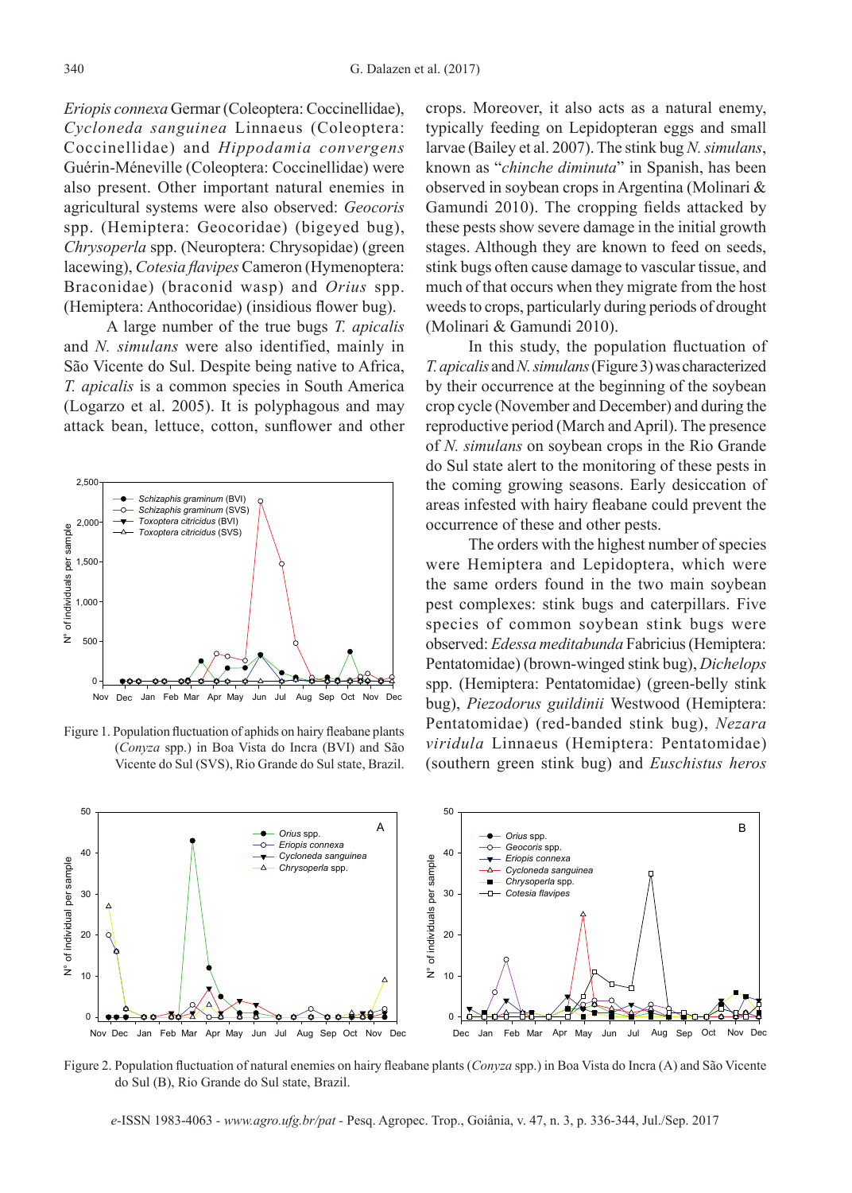*Eriopis connexa* Germar (Coleoptera: Coccinellidae), *Cycloneda sanguinea* Linnaeus (Coleoptera: Coccinellidae) and *Hippodamia convergens* Guérin-Méneville (Coleoptera: Coccinellidae) were also present. Other important natural enemies in agricultural systems were also observed: *Geocoris* spp. (Hemiptera: Geocoridae) (bigeyed bug), *Chrysoperla* spp. (Neuroptera: Chrysopidae) (green lacewing), *Cotesia flavipes* Cameron (Hymenoptera: Braconidae) (braconid wasp) and *Orius* spp. (Hemiptera: Anthocoridae) (insidious flower bug).

A large number of the true bugs *T. apicalis* and *N. simulans* were also identified, mainly in São Vicente do Sul. Despite being native to Africa, *T. apicalis* is a common species in South America (Logarzo et al. 2005). It is polyphagous and may attack bean, lettuce, cotton, sunflower and other crops. Moreover, it also acts as a natural enemy, typically feeding on Lepidopteran eggs and small larvae (Bailey et al. 2007). The stink bug *N. simulans*, known as "*chinche diminuta*" in Spanish, has been observed in soybean crops in Argentina (Molinari & Gamundi 2010). The cropping fields attacked by these pests show severe damage in the initial growth stages. Although they are known to feed on seeds, stink bugs often cause damage to vascular tissue, and much of that occurs when they migrate from the host weeds to crops, particularly during periods of drought (Molinari & Gamundi 2010).

Figure 1. Population fluctuation of aphids on hairy fleabane plants (*Conyza* spp.) in Boa Vista do Incra (BVI) and São Vicente do Sul (SVS), Rio Grande do Sul state, Brazil.

In this study, the population fluctuation of *T. apicalis* and *N. simulans* (Figure 3) was characterized by their occurrence at the beginning of the soybean crop cycle (November and December) and during the reproductive period (March and April). The presence of *N. simulans* on soybean crops in the Rio Grande do Sul state alert to the monitoring of these pests in the coming growing seasons. Early desiccation of areas infested with hairy fleabane could prevent the occurrence of these and other pests.

The orders with the highest number of species were Hemiptera and Lepidoptera, which were the same orders found in the two main soybean pest complexes: stink bugs and caterpillars. Five species of common soybean stink bugs were observed: *Edessa meditabunda* Fabricius (Hemiptera: Pentatomidae) (brown-winged stink bug), *Dichelops* spp. (Hemiptera: Pentatomidae) (green-belly stink bug), *Piezodorus guildinii* Westwood (Hemiptera: Pentatomidae) (red-banded stink bug), *Nezara viridula* Linnaeus (Hemiptera: Pentatomidae) (southern green stink bug) and *Euschistus heros*

Figure 2. Population fluctuation of natural enemies on hairy fleabane plants (*Conyza* spp.) in Boa Vista do Incra (A) and São Vicente do Sul (B), Rio Grande do Sul state, Brazil.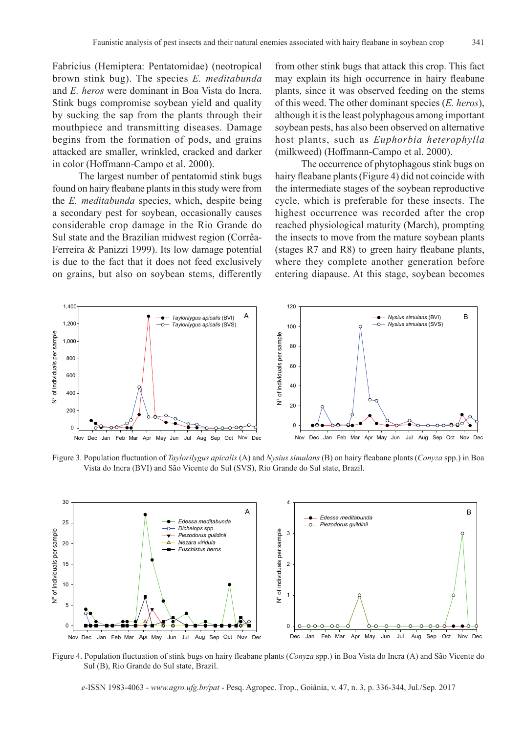Fabricius (Hemiptera: Pentatomidae) (neotropical brown stink bug). The species *E. meditabunda* and *E. heros* were dominant in Boa Vista do Incra. Stink bugs compromise soybean yield and quality by sucking the sap from the plants through their mouthpiece and transmitting diseases. Damage begins from the formation of pods, and grains attacked are smaller, wrinkled, cracked and darker in color (Hoffmann-Campo et al. 2000).

The largest number of pentatomid stink bugs found on hairy fleabane plants in this study were from the *E. meditabunda* species, which, despite being a secondary pest for soybean, occasionally causes considerable crop damage in the Rio Grande do Sul state and the Brazilian midwest region (Corrêa-Ferreira & Panizzi 1999). Its low damage potential is due to the fact that it does not feed exclusively on grains, but also on soybean stems, differently from other stink bugs that attack this crop. This fact may explain its high occurrence in hairy fleabane plants, since it was observed feeding on the stems of this weed. The other dominant species (*E. heros*), although it is the least polyphagous among important soybean pests, has also been observed on alternative host plants, such as *Euphorbia heterophylla* (milkweed) (Hoffmann-Campo et al. 2000).

The occurrence of phytophagous stink bugs on hairy fleabane plants (Figure 4) did not coincide with the intermediate stages of the soybean reproductive cycle, which is preferable for these insects. The highest occurrence was recorded after the crop reached physiological maturity (March), prompting the insects to move from the mature soybean plants (stages R7 and R8) to green hairy fleabane plants, where they complete another generation before entering diapause. At this stage, soybean becomes

Figure 3. Population fluctuation of *Taylorilygus apicalis* (A) and *Nysius simulans* (B) on hairy fleabane plants (*Conyza* spp.) in Boa Vista do Incra (BVI) and São Vicente do Sul (SVS), Rio Grande do Sul state, Brazil.

Figure 4. Population fluctuation of stink bugs on hairy fleabane plants (*Conyza* spp.) in Boa Vista do Incra (A) and São Vicente do Sul (B), Rio Grande do Sul state, Brazil.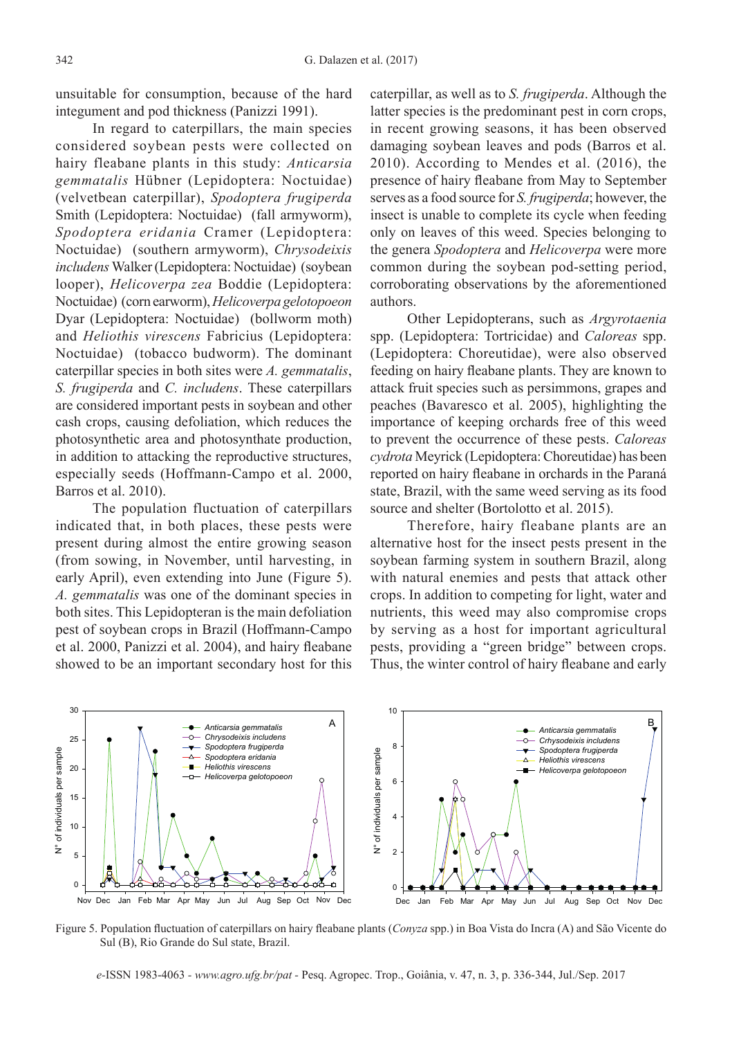unsuitable for consumption, because of the hard integument and pod thickness (Panizzi 1991).

In regard to caterpillars, the main species considered soybean pests were collected on hairy fleabane plants in this study: *Anticarsia gemmatalis* Hübner (Lepidoptera: Noctuidae) (velvetbean caterpillar), *Spodoptera frugiperda* Smith (Lepidoptera: Noctuidae) (fall armyworm), *Spodoptera eridania* Cramer (Lepidoptera: Noctuidae) (southern armyworm), *Chrysodeixis includens* Walker (Lepidoptera: Noctuidae) (soybean looper), *Helicoverpa zea* Boddie (Lepidoptera: Noctuidae) (corn earworm), *Helicoverpa gelotopoeon* Dyar (Lepidoptera: Noctuidae) (bollworm moth) and *Heliothis virescens* Fabricius (Lepidoptera: Noctuidae) (tobacco budworm). The dominant caterpillar species in both sites were *A. gemmatalis*, *S. frugiperda* and *C. includens*. These caterpillars are considered important pests in soybean and other cash crops, causing defoliation, which reduces the photosynthetic area and photosynthate production, in addition to attacking the reproductive structures, especially seeds (Hoffmann-Campo et al. 2000, Barros et al. 2010).

The population fluctuation of caterpillars indicated that, in both places, these pests were present during almost the entire growing season (from sowing, in November, until harvesting, in early April), even extending into June (Figure 5). *A. gemmatalis* was one of the dominant species in both sites. This Lepidopteran is the main defoliation pest of soybean crops in Brazil (Hoffmann-Campo et al. 2000, Panizzi et al. 2004), and hairy fleabane showed to be an important secondary host for this caterpillar, as well as to *S. frugiperda*. Although the latter species is the predominant pest in corn crops, in recent growing seasons, it has been observed damaging soybean leaves and pods (Barros et al. 2010). According to Mendes et al. (2016), the presence of hairy fleabane from May to September serves as a food source for *S. frugiperda*; however, the insect is unable to complete its cycle when feeding only on leaves of this weed. Species belonging to the genera *Spodoptera* and *Helicoverpa* were more common during the soybean pod-setting period, corroborating observations by the aforementioned authors.

Other Lepidopterans, such as *Argyrotaenia* spp. (Lepidoptera: Tortricidae) and *Caloreas* spp. (Lepidoptera: Choreutidae), were also observed feeding on hairy fleabane plants. They are known to attack fruit species such as persimmons, grapes and peaches (Bavaresco et al. 2005), highlighting the importance of keeping orchards free of this weed to prevent the occurrence of these pests. *Caloreas cydrota* Meyrick (Lepidoptera: Choreutidae) has been reported on hairy fleabane in orchards in the Paraná state, Brazil, with the same weed serving as its food source and shelter (Bortolotto et al. 2015).

Therefore, hairy fleabane plants are an alternative host for the insect pests present in the soybean farming system in southern Brazil, along with natural enemies and pests that attack other crops. In addition to competing for light, water and nutrients, this weed may also compromise crops by serving as a host for important agricultural pests, providing a "green bridge" between crops. Thus, the winter control of hairy fleabane and early

Figure 5. Population fluctuation of caterpillars on hairy fleabane plants (*Conyza* spp.) in Boa Vista do Incra (A) and São Vicente do Sul (B), Rio Grande do Sul state, Brazil.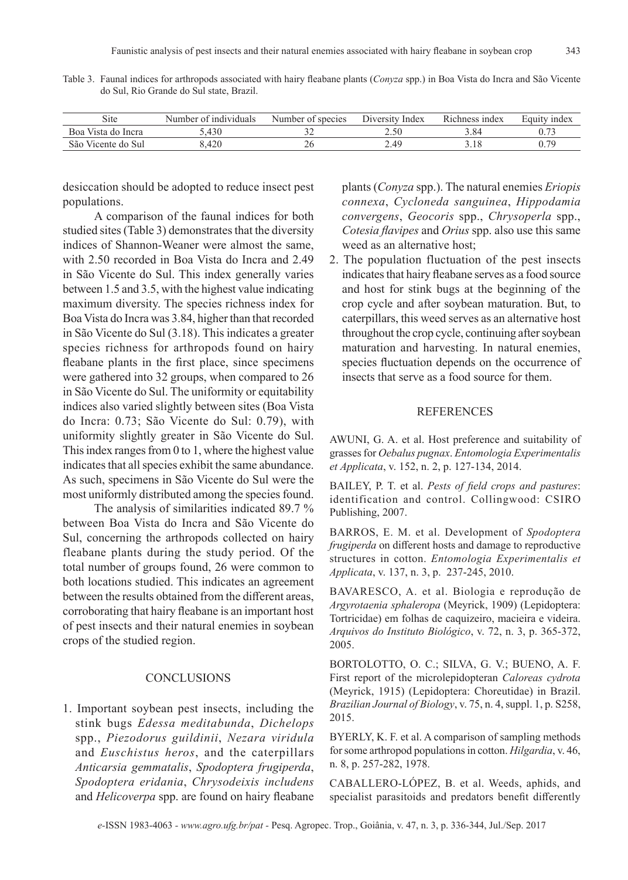Table 3. Faunal indices for arthropods associated with hairy fleabane plants (*Conyza* spp.) in Boa Vista do Incra and São Vicente do Sul, Rio Grande do Sul state, Brazil.

| Site | Number of individuals | Number of species | Diversity Index | Richness index | Equity index |
|---|---|---|---|---|---|
| Boa Vista do Incra | 5,430 | 32 | 2.50 | 3.84 | 0.73 |
| São Vicente do Sul | 8,420 | 26 | 2.49 | 3.18 | 0.79 |

desiccation should be adopted to reduce insect pest populations.

A comparison of the faunal indices for both studied sites (Table 3) demonstrates that the diversity indices of Shannon-Weaner were almost the same, with 2.50 recorded in Boa Vista do Incra and 2.49 in São Vicente do Sul. This index generally varies between 1.5 and 3.5, with the highest value indicating maximum diversity. The species richness index for Boa Vista do Incra was 3.84, higher than that recorded in São Vicente do Sul (3.18). This indicates a greater species richness for arthropods found on hairy fleabane plants in the first place, since specimens were gathered into 32 groups, when compared to 26 in São Vicente do Sul. The uniformity or equitability indices also varied slightly between sites (Boa Vista do Incra: 0.73; São Vicente do Sul: 0.79), with uniformity slightly greater in São Vicente do Sul. This index ranges from 0 to 1, where the highest value indicates that all species exhibit the same abundance. As such, specimens in São Vicente do Sul were the most uniformly distributed among the species found.

The analysis of similarities indicated 89.7 % between Boa Vista do Incra and São Vicente do Sul, concerning the arthropods collected on hairy fleabane plants during the study period. Of the total number of groups found, 26 were common to both locations studied. This indicates an agreement between the results obtained from the different areas, corroborating that hairy fleabane is an important host of pest insects and their natural enemies in soybean crops of the studied region.

## CONCLUSIONS

1. Important soybean pest insects, including the stink bugs *Edessa meditabunda*, *Dichelops* spp., *Piezodorus guildinii*, *Nezara viridula* and *Euschistus heros*, and the caterpillars *Anticarsia gemmatalis*, *Spodoptera frugiperda*, *Spodoptera eridania*, *Chrysodeixis includens* and *Helicoverpa* spp. are found on hairy fleabane plants (*Conyza* spp.). The natural enemies *Eriopis connexa*, *Cycloneda sanguinea*, *Hippodamia convergens*, *Geocoris* spp., *Chrysoperla* spp., *Cotesia flavipes* and *Orius* spp. also use this same weed as an alternative host;
2. The population fluctuation of the pest insects indicates that hairy fleabane serves as a food source and host for stink bugs at the beginning of the crop cycle and after soybean maturation. But, to caterpillars, this weed serves as an alternative host throughout the crop cycle, continuing after soybean maturation and harvesting. In natural enemies, species fluctuation depends on the occurrence of insects that serve as a food source for them.

## REFERENCES

AWUNI, G. A. et al. Host preference and suitability of grasses for *Oebalus pugnax*. *Entomologia Experimentalis et Applicata*, v. 152, n. 2, p. 127-134, 2014.

BAILEY, P. T. et al. *Pests of field crops and pastures*: identification and control. Collingwood: CSIRO Publishing, 2007.

BARROS, E. M. et al. Development of *Spodoptera frugiperda* on different hosts and damage to reproductive structures in cotton. *Entomologia Experimentalis et Applicata*, v. 137, n. 3, p. 237-245, 2010.

BAVARESCO, A. et al. Biologia e reprodução de *Argyrotaenia sphaleropa* (Meyrick, 1909) (Lepidoptera: Tortricidae) em folhas de caquizeiro, macieira e videira. *Arquivos do Instituto Biológico*, v. 72, n. 3, p. 365-372, 2005.

BORTOLOTTO, O. C.; SILVA, G. V.; BUENO, A. F. First report of the microlepidopteran *Caloreas cydrota* (Meyrick, 1915) (Lepidoptera: Choreutidae) in Brazil. *Brazilian Journal of Biology*, v. 75, n. 4, suppl. 1, p. S258, 2015.

BYERLY, K. F. et al. A comparison of sampling methods for some arthropod populations in cotton. *Hilgardia*, v. 46, n. 8, p. 257-282, 1978.

CABALLERO-LÓPEZ, B. et al. Weeds, aphids, and specialist parasitoids and predators benefit differently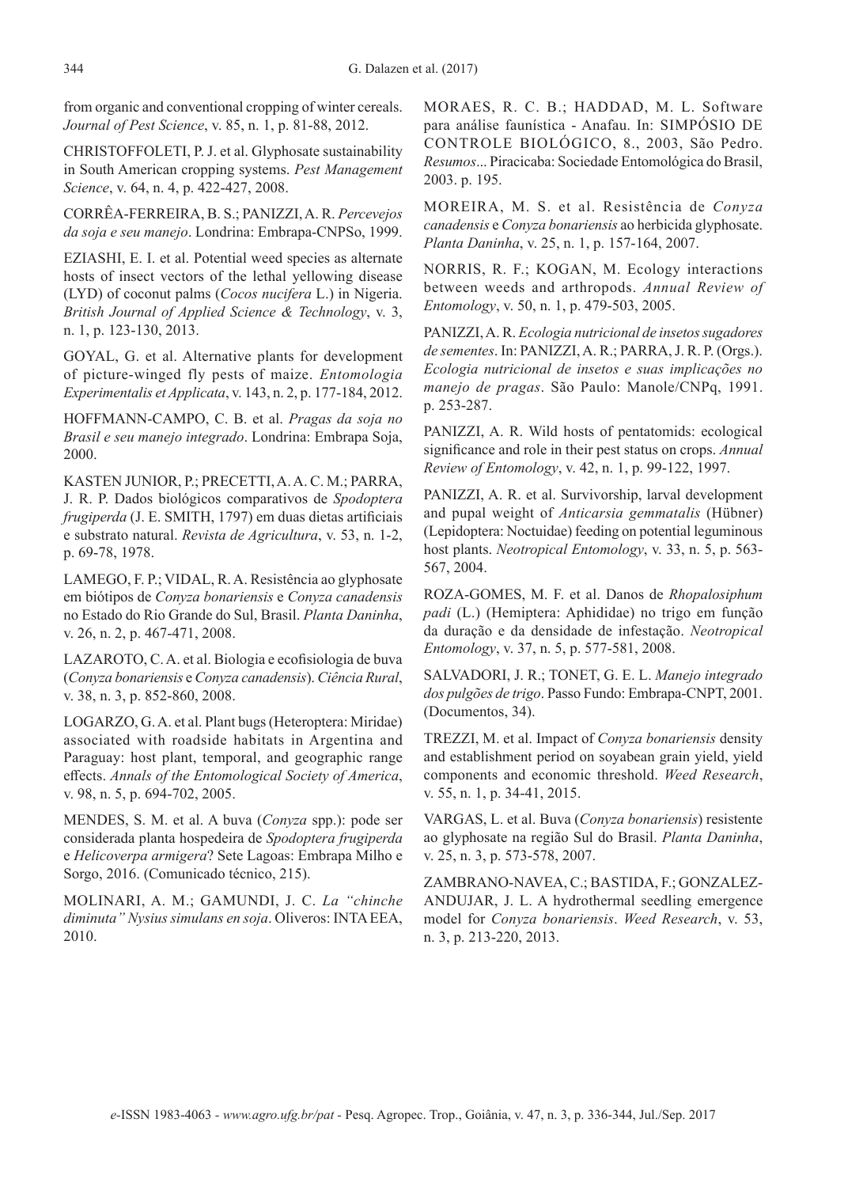from organic and conventional cropping of winter cereals. *Journal of Pest Science*, v. 85, n. 1, p. 81-88, 2012.

CHRISTOFFOLETI, P. J. et al. Glyphosate sustainability in South American cropping systems. *Pest Management Science*, v. 64, n. 4, p. 422-427, 2008.

CORRÊA-FERREIRA, B. S.; PANIZZI, A. R. *Percevejos da soja e seu manejo*. Londrina: Embrapa-CNPSo, 1999.

EZIASHI, E. I. et al. Potential weed species as alternate hosts of insect vectors of the lethal yellowing disease (LYD) of coconut palms (*Cocos nucifera* L.) in Nigeria. *British Journal of Applied Science & Technology*, v. 3, n. 1, p. 123-130, 2013.

GOYAL, G. et al. Alternative plants for development of picture-winged fly pests of maize. *Entomologia Experimentalis et Applicata*, v. 143, n. 2, p. 177-184, 2012.

HOFFMANN-CAMPO, C. B. et al. *Pragas da soja no Brasil e seu manejo integrado*. Londrina: Embrapa Soja, 2000.

KASTEN JUNIOR, P.; PRECETTI, A. A. C. M.; PARRA, J. R. P. Dados biológicos comparativos de *Spodoptera frugiperda* (J. E. SMITH, 1797) em duas dietas artificiais e substrato natural. *Revista de Agricultura*, v. 53, n. 1-2, p. 69-78, 1978.

LAMEGO, F. P.; VIDAL, R. A. Resistência ao glyphosate em biótipos de *Conyza bonariensis* e *Conyza canadensis* no Estado do Rio Grande do Sul, Brasil. *Planta Daninha*, v. 26, n. 2, p. 467-471, 2008.

LAZAROTO, C. A. et al. Biologia e ecofisiologia de buva (*Conyza bonariensis* e *Conyza canadensis*). *Ciência Rural*, v. 38, n. 3, p. 852-860, 2008.

LOGARZO, G. A. et al. Plant bugs (Heteroptera: Miridae) associated with roadside habitats in Argentina and Paraguay: host plant, temporal, and geographic range effects. *Annals of the Entomological Society of America*, v. 98, n. 5, p. 694-702, 2005.

MENDES, S. M. et al. A buva (*Conyza* spp.): pode ser considerada planta hospedeira de *Spodoptera frugiperda* e *Helicoverpa armigera*? Sete Lagoas: Embrapa Milho e Sorgo, 2016. (Comunicado técnico, 215).

MOLINARI, A. M.; GAMUNDI, J. C. *La "chinche diminuta" Nysius simulans en soja*. Oliveros: INTA EEA, 2010.

MORAES, R. C. B.; HADDAD, M. L. Software para análise faunística - Anafau. In: SIMPÓSIO DE CONTROLE BIOLÓGICO, 8., 2003, São Pedro. *Resumos*... Piracicaba: Sociedade Entomológica do Brasil, 2003. p. 195.

MOREIRA, M. S. et al. Resistência de *Conyza canadensis* e *Conyza bonariensis* ao herbicida glyphosate. *Planta Daninha*, v. 25, n. 1, p. 157-164, 2007.

NORRIS, R. F.; KOGAN, M. Ecology interactions between weeds and arthropods. *Annual Review of Entomology*, v. 50, n. 1, p. 479-503, 2005.

PANIZZI, A. R. *Ecologia nutricional de insetos sugadores de sementes*. In: PANIZZI, A. R.; PARRA, J. R. P. (Orgs.). *Ecologia nutricional de insetos e suas implicações no manejo de pragas*. São Paulo: Manole/CNPq, 1991. p. 253-287.

PANIZZI, A. R. Wild hosts of pentatomids: ecological significance and role in their pest status on crops. *Annual Review of Entomology*, v. 42, n. 1, p. 99-122, 1997.

PANIZZI, A. R. et al. Survivorship, larval development and pupal weight of *Anticarsia gemmatalis* (Hübner) (Lepidoptera: Noctuidae) feeding on potential leguminous host plants. *Neotropical Entomology*, v. 33, n. 5, p. 563-567, 2004.

ROZA-GOMES, M. F. et al. Danos de *Rhopalosiphum padi* (L.) (Hemiptera: Aphididae) no trigo em função da duração e da densidade de infestação. *Neotropical Entomology*, v. 37, n. 5, p. 577-581, 2008.

SALVADORI, J. R.; TONET, G. E. L. *Manejo integrado dos pulgões de trigo*. Passo Fundo: Embrapa-CNPT, 2001. (Documentos, 34).

TREZZI, M. et al. Impact of *Conyza bonariensis* density and establishment period on soyabean grain yield, yield components and economic threshold. *Weed Research*, v. 55, n. 1, p. 34-41, 2015.

VARGAS, L. et al. Buva (*Conyza bonariensis*) resistente ao glyphosate na região Sul do Brasil. *Planta Daninha*, v. 25, n. 3, p. 573-578, 2007.

ZAMBRANO-NAVEA, C.; BASTIDA, F.; GONZALEZ-ANDUJAR, J. L. A hydrothermal seedling emergence model for *Conyza bonariensis*. *Weed Research*, v. 53, n. 3, p. 213-220, 2013.